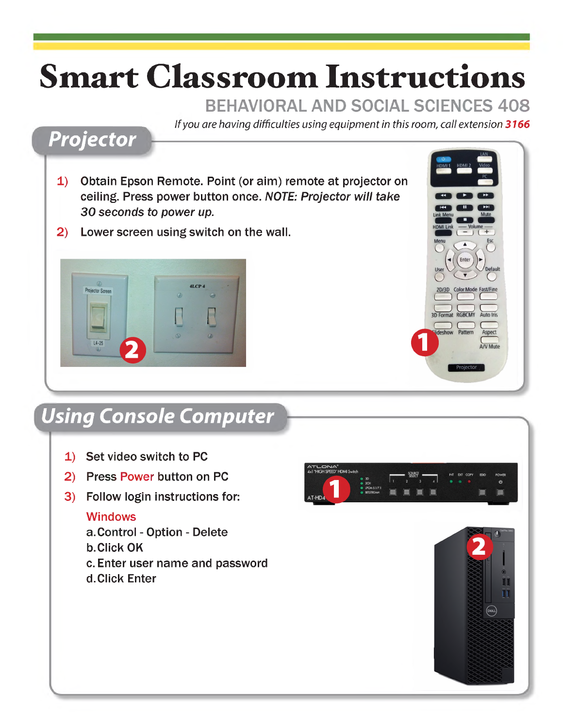# Smart Classroom Instructions

## BEHAVIORAL AND SOCIAL SCIENCES 408

*If you are having difficulties using equipment in this room, call extension **3166***

## Projector

1) Obtain Epson Remote. Point (or aim) remote at projector on ceiling. Press power button once. *NOTE: Projector will take 30 seconds to power up.*
2) Lower screen using switch on the wall.

## Using Console Computer

1) Set video switch to PC
2) Press Power button on PC
3) Follow login instructions for:

   Windows

   a. Control - Option - Delete
   b. Click OK
   c. Enter user name and password
   d. Click Enter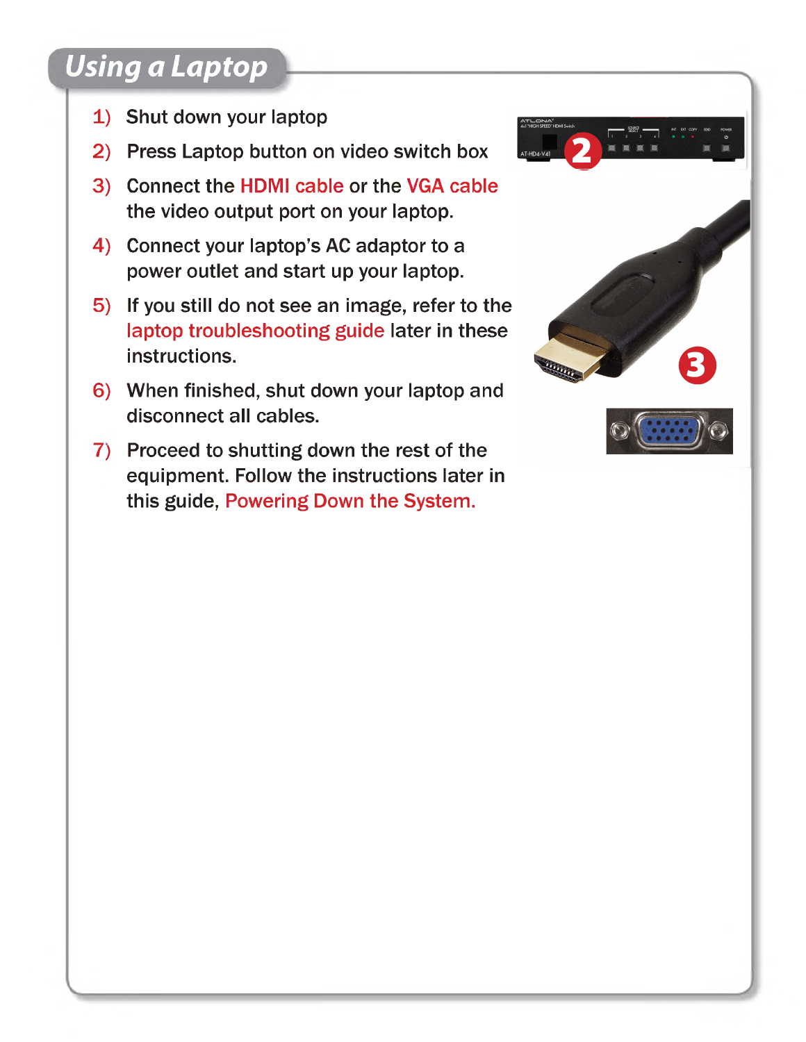## Using a Laptop

1) Shut down your laptop
2) Press Laptop button on video switch box
3) Connect the HDMI cable or the VGA cable the video output port on your laptop.
4) Connect your laptop's AC adaptor to a power outlet and start up your laptop.
5) If you still do not see an image, refer to the laptop troubleshooting guide later in these instructions.
6) When finished, shut down your laptop and disconnect all cables.
7) Proceed to shutting down the rest of the equipment. Follow the instructions later in this guide, Powering Down the System.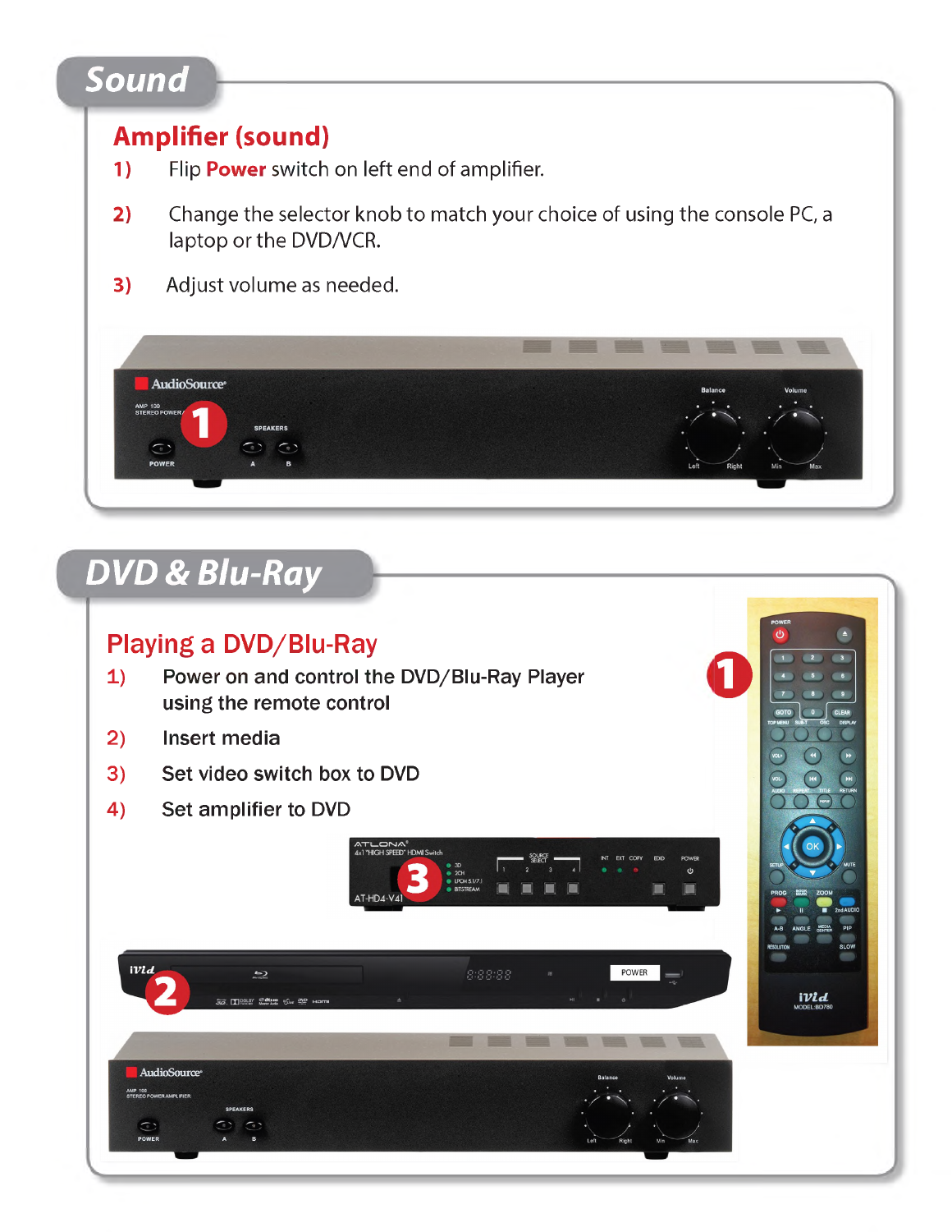# Sound

## Amplifier (sound)

1) Flip **Power** switch on left end of amplifier.

2) Change the selector knob to match your choice of using the console PC, a laptop or the DVD/VCR.

3) Adjust volume as needed.

# DVD & Blu-Ray

## Playing a DVD/Blu-Ray

1) Power on and control the DVD/Blu-Ray Player using the remote control

2) Insert media

3) Set video switch box to DVD

4) Set amplifier to DVD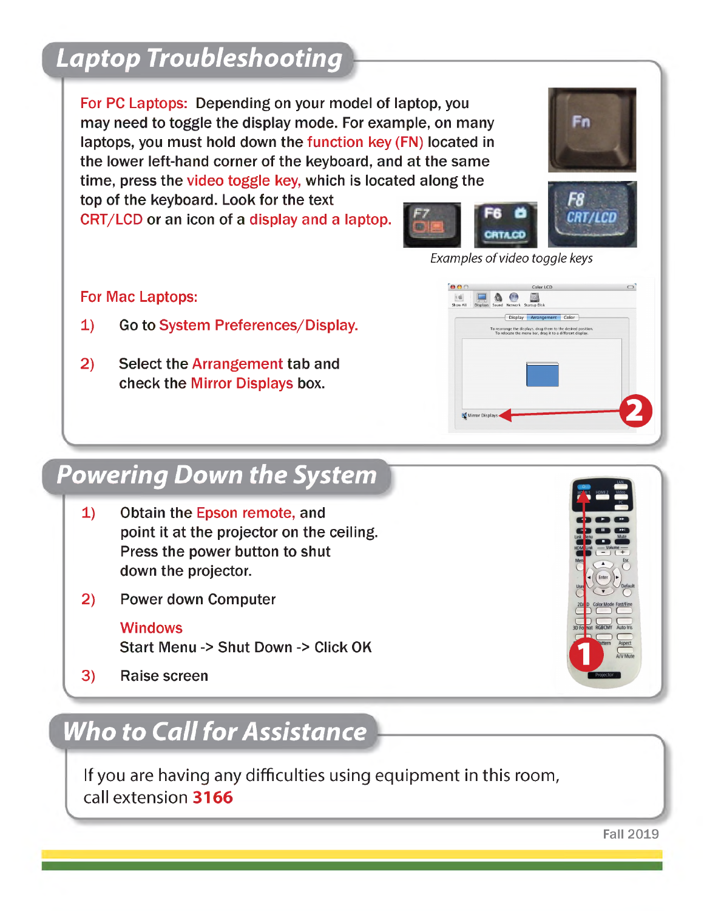## Laptop Troubleshooting

For PC Laptops: Depending on your model of laptop, you may need to toggle the display mode. For example, on many laptops, you must hold down the function key (FN) located in the lower left-hand corner of the keyboard, and at the same time, press the video toggle key, which is located along the top of the keyboard. Look for the text CRT/LCD or an icon of a display and a laptop.

*Examples of video toggle keys*

For Mac Laptops:

1) Go to System Preferences/Display.

2) Select the Arrangement tab and check the Mirror Displays box.

## Powering Down the System

1) Obtain the Epson remote, and point it at the projector on the ceiling. Press the power button to shut down the projector.

2) Power down Computer

   Windows
   Start Menu -> Shut Down -> Click OK

3) Raise screen

## Who to Call for Assistance

If you are having any difficulties using equipment in this room, call extension **3166**

Fall 2019